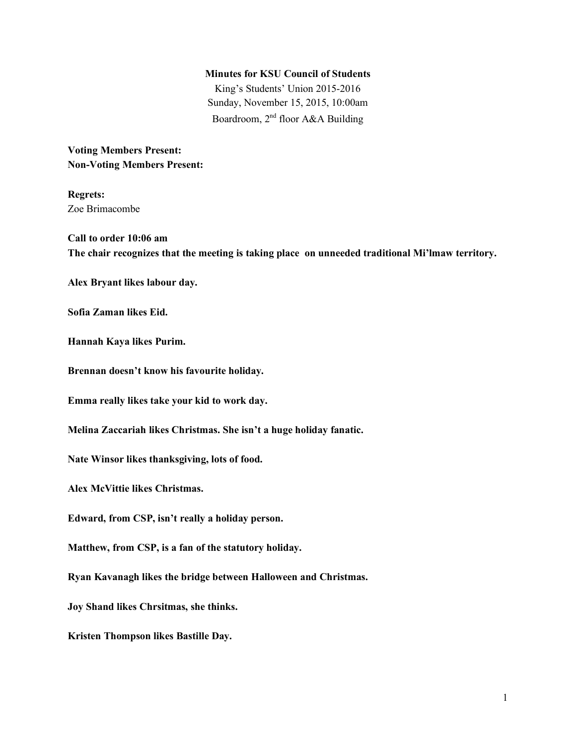**Minutes for KSU Council of Students**
King's Students' Union 2015-2016
Sunday, November 15, 2015, 10:00am
Boardroom, 2nd floor A&A Building

**Voting Members Present:**
**Non-Voting Members Present:**

**Regrets:**
Zoe Brimacombe

**Call to order 10:06 am**
**The chair recognizes that the meeting is taking place on unneeded traditional Mi'lmaw territory.**

**Alex Bryant likes labour day.**

**Sofia Zaman likes Eid.**

**Hannah Kaya likes Purim.**

**Brennan doesn't know his favourite holiday.**

**Emma really likes take your kid to work day.**

**Melina Zaccariah likes Christmas. She isn't a huge holiday fanatic.**

**Nate Winsor likes thanksgiving, lots of food.**

**Alex McVittie likes Christmas.**

**Edward, from CSP, isn't really a holiday person.**

**Matthew, from CSP, is a fan of the statutory holiday.**

**Ryan Kavanagh likes the bridge between Halloween and Christmas.**

**Joy Shand likes Chrsitmas, she thinks.**

**Kristen Thompson likes Bastille Day.**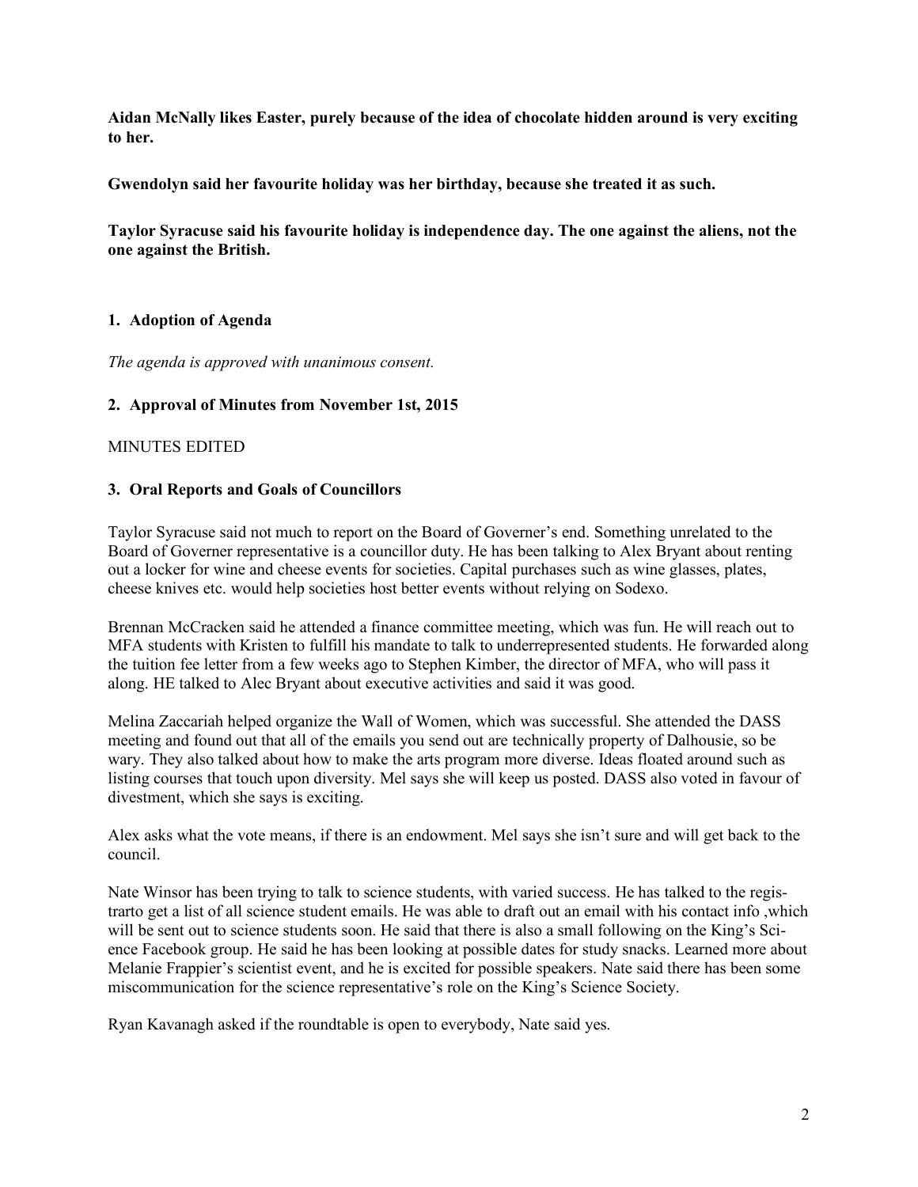**Aidan McNally likes Easter, purely because of the idea of chocolate hidden around is very exciting to her.**

**Gwendolyn said her favourite holiday was her birthday, because she treated it as such.**

**Taylor Syracuse said his favourite holiday is independence day. The one against the aliens, not the one against the British.**

### 1. Adoption of Agenda

*The agenda is approved with unanimous consent.*

### 2. Approval of Minutes from November 1st, 2015

MINUTES EDITED

### 3. Oral Reports and Goals of Councillors

Taylor Syracuse said not much to report on the Board of Governer's end. Something unrelated to the Board of Governer representative is a councillor duty. He has been talking to Alex Bryant about renting out a locker for wine and cheese events for societies. Capital purchases such as wine glasses, plates, cheese knives etc. would help societies host better events without relying on Sodexo.

Brennan McCracken said he attended a finance committee meeting, which was fun. He will reach out to MFA students with Kristen to fulfill his mandate to talk to underrepresented students. He forwarded along the tuition fee letter from a few weeks ago to Stephen Kimber, the director of MFA, who will pass it along. HE talked to Alec Bryant about executive activities and said it was good.

Melina Zaccariah helped organize the Wall of Women, which was successful. She attended the DASS meeting and found out that all of the emails you send out are technically property of Dalhousie, so be wary. They also talked about how to make the arts program more diverse. Ideas floated around such as listing courses that touch upon diversity. Mel says she will keep us posted. DASS also voted in favour of divestment, which she says is exciting.

Alex asks what the vote means, if there is an endowment. Mel says she isn't sure and will get back to the council.

Nate Winsor has been trying to talk to science students, with varied success. He has talked to the registrarto get a list of all science student emails. He was able to draft out an email with his contact info ,which will be sent out to science students soon. He said that there is also a small following on the King's Science Facebook group. He said he has been looking at possible dates for study snacks. Learned more about Melanie Frappier's scientist event, and he is excited for possible speakers. Nate said there has been some miscommunication for the science representative's role on the King's Science Society.

Ryan Kavanagh asked if the roundtable is open to everybody, Nate said yes.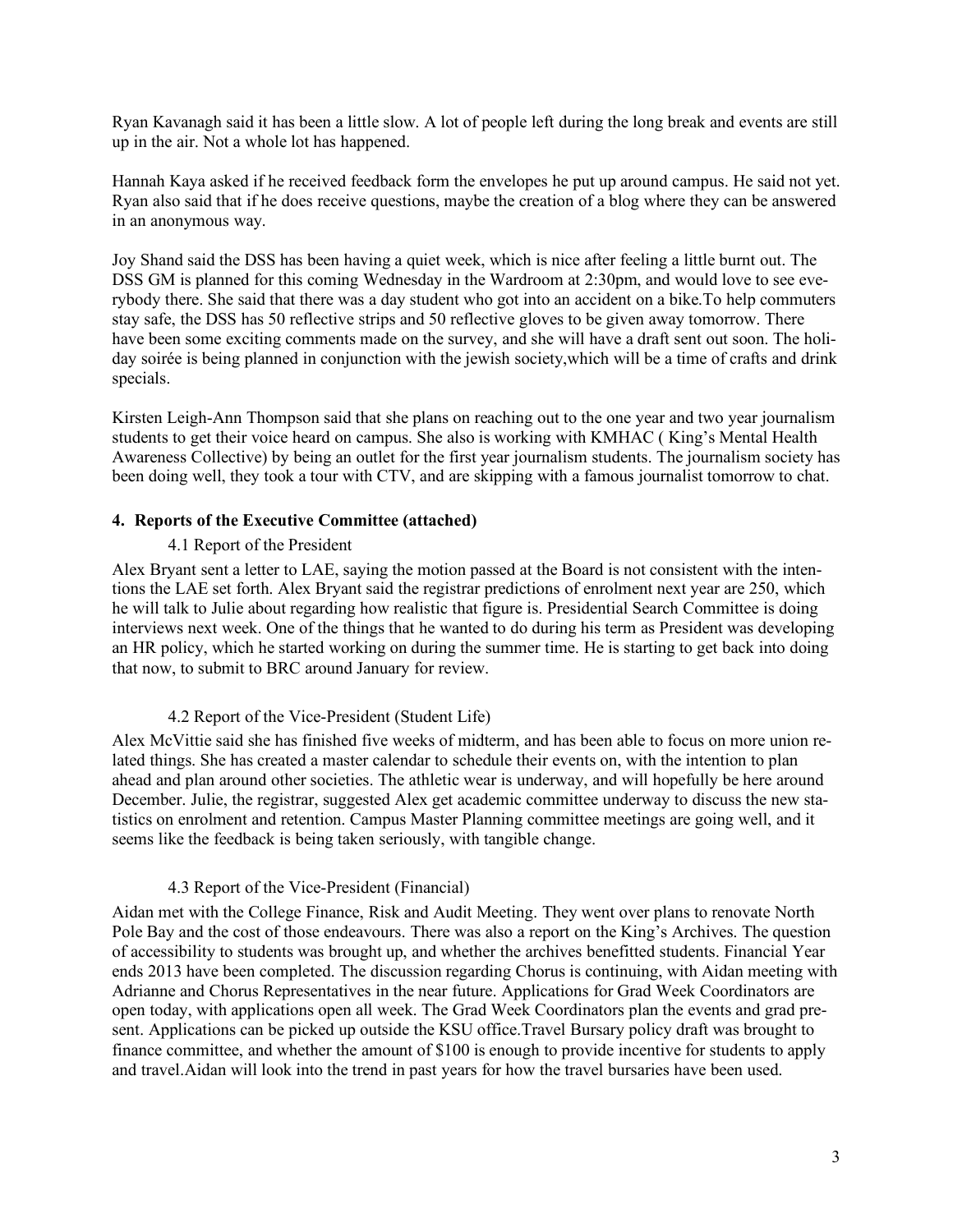Ryan Kavanagh said it has been a little slow. A lot of people left during the long break and events are still up in the air. Not a whole lot has happened.

Hannah Kaya asked if he received feedback form the envelopes he put up around campus. He said not yet. Ryan also said that if he does receive questions, maybe the creation of a blog where they can be answered in an anonymous way.

Joy Shand said the DSS has been having a quiet week, which is nice after feeling a little burnt out. The DSS GM is planned for this coming Wednesday in the Wardroom at 2:30pm, and would love to see everybody there. She said that there was a day student who got into an accident on a bike.To help commuters stay safe, the DSS has 50 reflective strips and 50 reflective gloves to be given away tomorrow. There have been some exciting comments made on the survey, and she will have a draft sent out soon. The holiday soirée is being planned in conjunction with the jewish society,which will be a time of crafts and drink specials.

Kirsten Leigh-Ann Thompson said that she plans on reaching out to the one year and two year journalism students to get their voice heard on campus. She also is working with KMHAC ( King's Mental Health Awareness Collective) by being an outlet for the first year journalism students. The journalism society has been doing well, they took a tour with CTV, and are skipping with a famous journalist tomorrow to chat.

## 4. Reports of the Executive Committee (attached)

### 4.1 Report of the President

Alex Bryant sent a letter to LAE, saying the motion passed at the Board is not consistent with the intentions the LAE set forth. Alex Bryant said the registrar predictions of enrolment next year are 250, which he will talk to Julie about regarding how realistic that figure is. Presidential Search Committee is doing interviews next week. One of the things that he wanted to do during his term as President was developing an HR policy, which he started working on during the summer time. He is starting to get back into doing that now, to submit to BRC around January for review.

### 4.2 Report of the Vice-President (Student Life)

Alex McVittie said she has finished five weeks of midterm, and has been able to focus on more union related things. She has created a master calendar to schedule their events on, with the intention to plan ahead and plan around other societies. The athletic wear is underway, and will hopefully be here around December. Julie, the registrar, suggested Alex get academic committee underway to discuss the new statistics on enrolment and retention. Campus Master Planning committee meetings are going well, and it seems like the feedback is being taken seriously, with tangible change.

### 4.3 Report of the Vice-President (Financial)

Aidan met with the College Finance, Risk and Audit Meeting. They went over plans to renovate North Pole Bay and the cost of those endeavours. There was also a report on the King's Archives. The question of accessibility to students was brought up, and whether the archives benefitted students. Financial Year ends 2013 have been completed. The discussion regarding Chorus is continuing, with Aidan meeting with Adrianne and Chorus Representatives in the near future. Applications for Grad Week Coordinators are open today, with applications open all week. The Grad Week Coordinators plan the events and grad present. Applications can be picked up outside the KSU office.Travel Bursary policy draft was brought to finance committee, and whether the amount of $100 is enough to provide incentive for students to apply and travel.Aidan will look into the trend in past years for how the travel bursaries have been used.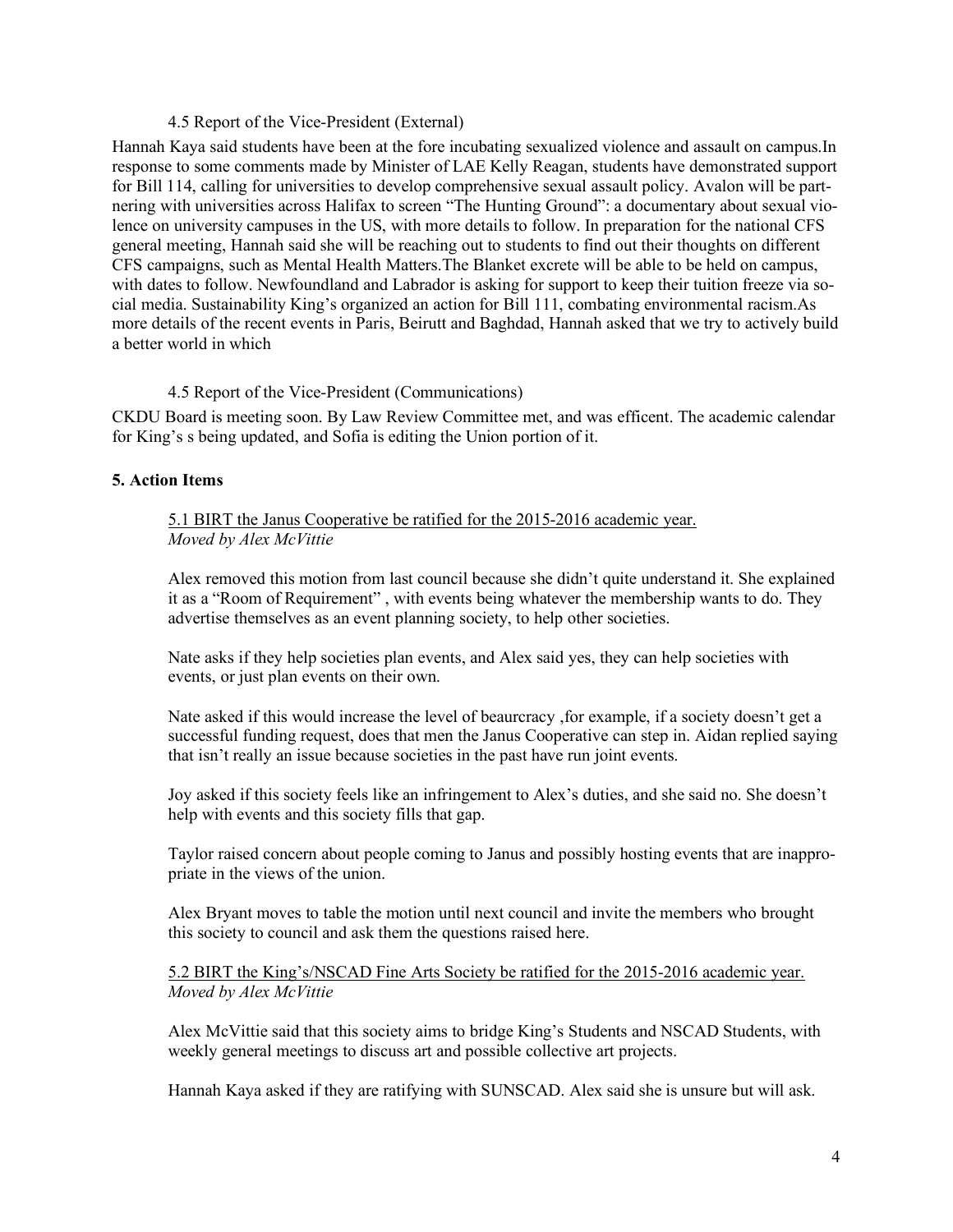4.5 Report of the Vice-President (External)

Hannah Kaya said students have been at the fore incubating sexualized violence and assault on campus.In response to some comments made by Minister of LAE Kelly Reagan, students have demonstrated support for Bill 114, calling for universities to develop comprehensive sexual assault policy. Avalon will be partnering with universities across Halifax to screen "The Hunting Ground": a documentary about sexual violence on university campuses in the US, with more details to follow. In preparation for the national CFS general meeting, Hannah said she will be reaching out to students to find out their thoughts on different CFS campaigns, such as Mental Health Matters.The Blanket excrete will be able to be held on campus, with dates to follow. Newfoundland and Labrador is asking for support to keep their tuition freeze via social media. Sustainability King's organized an action for Bill 111, combating environmental racism.As more details of the recent events in Paris, Beirutt and Baghdad, Hannah asked that we try to actively build a better world in which

4.5 Report of the Vice-President (Communications)

CKDU Board is meeting soon. By Law Review Committee met, and was efficent. The academic calendar for King's s being updated, and Sofia is editing the Union portion of it.

**5. Action Items**

<u>5.1 BIRT the Janus Cooperative be ratified for the 2015-2016 academic year.</u>
*Moved by Alex McVittie*

Alex removed this motion from last council because she didn't quite understand it. She explained it as a "Room of Requirement" , with events being whatever the membership wants to do. They advertise themselves as an event planning society, to help other societies.

Nate asks if they help societies plan events, and Alex said yes, they can help societies with events, or just plan events on their own.

Nate asked if this would increase the level of beaurcracy ,for example, if a society doesn't get a successful funding request, does that men the Janus Cooperative can step in. Aidan replied saying that isn't really an issue because societies in the past have run joint events.

Joy asked if this society feels like an infringement to Alex's duties, and she said no. She doesn't help with events and this society fills that gap.

Taylor raised concern about people coming to Janus and possibly hosting events that are inappropriate in the views of the union.

Alex Bryant moves to table the motion until next council and invite the members who brought this society to council and ask them the questions raised here.

<u>5.2 BIRT the King's/NSCAD Fine Arts Society be ratified for the 2015-2016 academic year.</u>
*Moved by Alex McVittie*

Alex McVittie said that this society aims to bridge King's Students and NSCAD Students, with weekly general meetings to discuss art and possible collective art projects.

Hannah Kaya asked if they are ratifying with SUNSCAD. Alex said she is unsure but will ask.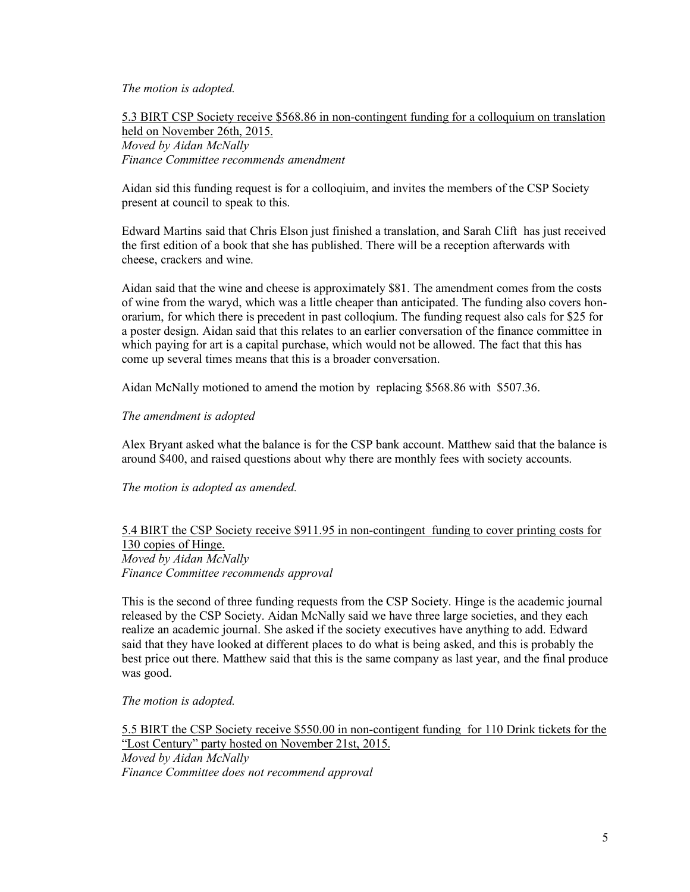*The motion is adopted.*

5.3 BIRT CSP Society receive $568.86 in non-contingent funding for a colloquium on translation held on November 26th, 2015.
*Moved by Aidan McNally*
*Finance Committee recommends amendment*

Aidan sid this funding request is for a colloqiuim, and invites the members of the CSP Society present at council to speak to this.

Edward Martins said that Chris Elson just finished a translation, and Sarah Clift has just received the first edition of a book that she has published. There will be a reception afterwards with cheese, crackers and wine.

Aidan said that the wine and cheese is approximately $81. The amendment comes from the costs of wine from the waryd, which was a little cheaper than anticipated. The funding also covers honorarium, for which there is precedent in past colloqium. The funding request also cals for $25 for a poster design. Aidan said that this relates to an earlier conversation of the finance committee in which paying for art is a capital purchase, which would not be allowed. The fact that this has come up several times means that this is a broader conversation.

Aidan McNally motioned to amend the motion by replacing $568.86 with $507.36.

*The amendment is adopted*

Alex Bryant asked what the balance is for the CSP bank account. Matthew said that the balance is around $400, and raised questions about why there are monthly fees with society accounts.

*The motion is adopted as amended.*

5.4 BIRT the CSP Society receive $911.95 in non-contingent funding to cover printing costs for 130 copies of Hinge.
*Moved by Aidan McNally*
*Finance Committee recommends approval*

This is the second of three funding requests from the CSP Society. Hinge is the academic journal released by the CSP Society. Aidan McNally said we have three large societies, and they each realize an academic journal. She asked if the society executives have anything to add. Edward said that they have looked at different places to do what is being asked, and this is probably the best price out there. Matthew said that this is the same company as last year, and the final produce was good.

*The motion is adopted.*

5.5 BIRT the CSP Society receive $550.00 in non-contigent funding for 110 Drink tickets for the "Lost Century" party hosted on November 21st, 2015.
*Moved by Aidan McNally*
*Finance Committee does not recommend approval*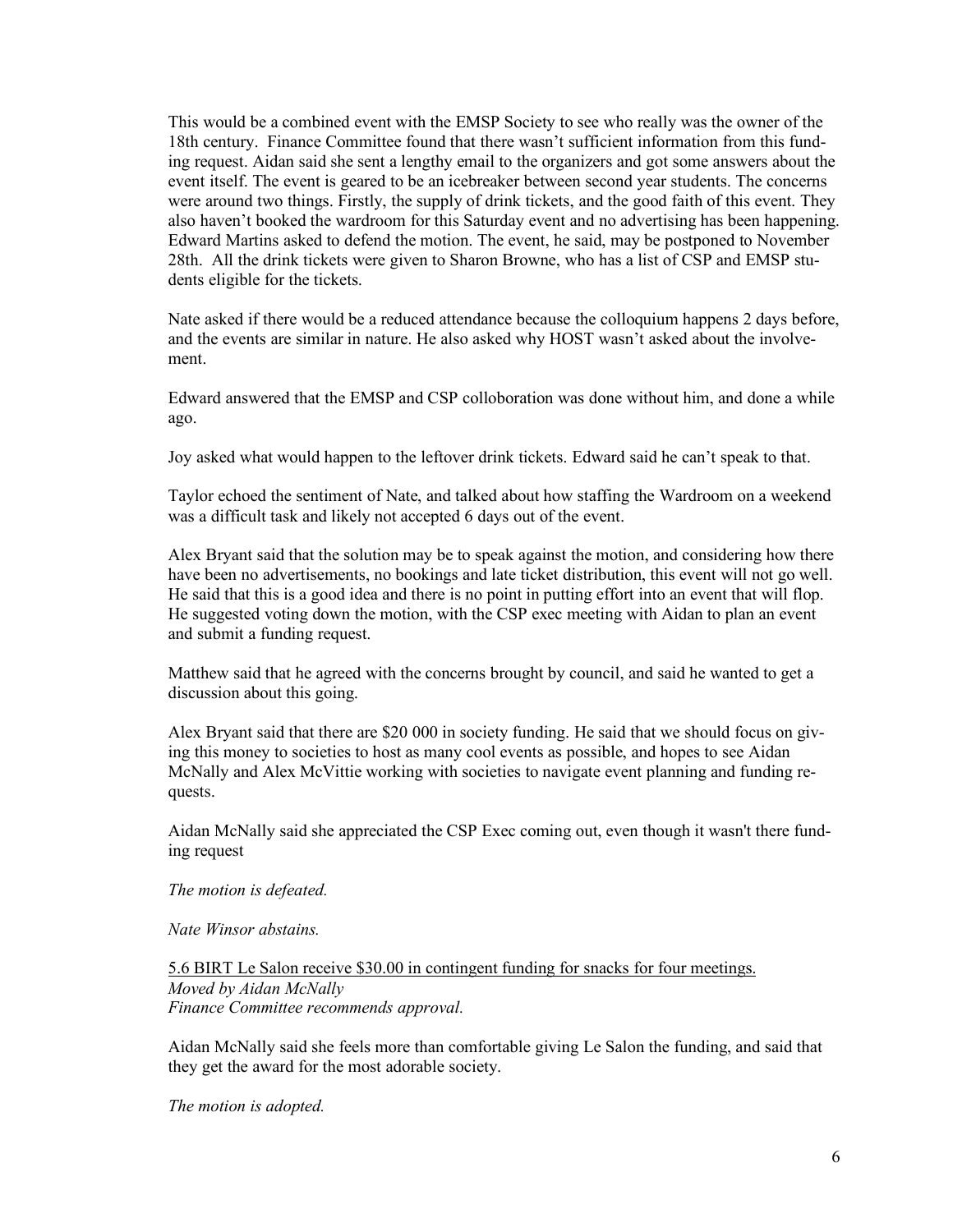This would be a combined event with the EMSP Society to see who really was the owner of the 18th century. Finance Committee found that there wasn't sufficient information from this funding request. Aidan said she sent a lengthy email to the organizers and got some answers about the event itself. The event is geared to be an icebreaker between second year students. The concerns were around two things. Firstly, the supply of drink tickets, and the good faith of this event. They also haven't booked the wardroom for this Saturday event and no advertising has been happening. Edward Martins asked to defend the motion. The event, he said, may be postponed to November 28th. All the drink tickets were given to Sharon Browne, who has a list of CSP and EMSP students eligible for the tickets.

Nate asked if there would be a reduced attendance because the colloquium happens 2 days before, and the events are similar in nature. He also asked why HOST wasn't asked about the involvement.

Edward answered that the EMSP and CSP colloboration was done without him, and done a while ago.

Joy asked what would happen to the leftover drink tickets. Edward said he can't speak to that.

Taylor echoed the sentiment of Nate, and talked about how staffing the Wardroom on a weekend was a difficult task and likely not accepted 6 days out of the event.

Alex Bryant said that the solution may be to speak against the motion, and considering how there have been no advertisements, no bookings and late ticket distribution, this event will not go well. He said that this is a good idea and there is no point in putting effort into an event that will flop. He suggested voting down the motion, with the CSP exec meeting with Aidan to plan an event and submit a funding request.

Matthew said that he agreed with the concerns brought by council, and said he wanted to get a discussion about this going.

Alex Bryant said that there are $20 000 in society funding. He said that we should focus on giving this money to societies to host as many cool events as possible, and hopes to see Aidan McNally and Alex McVittie working with societies to navigate event planning and funding requests.

Aidan McNally said she appreciated the CSP Exec coming out, even though it wasn't there funding request

*The motion is defeated.*

*Nate Winsor abstains.*

5.6 BIRT Le Salon receive $30.00 in contingent funding for snacks for four meetings.
*Moved by Aidan McNally*
*Finance Committee recommends approval.*

Aidan McNally said she feels more than comfortable giving Le Salon the funding, and said that they get the award for the most adorable society.

*The motion is adopted.*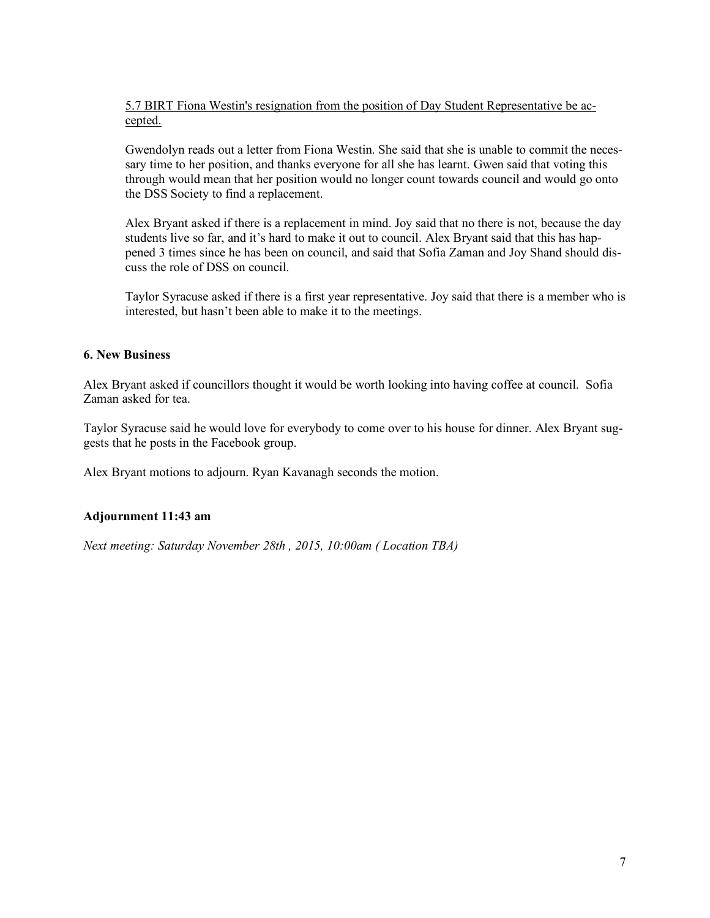<u>5.7 BIRT Fiona Westin's resignation from the position of Day Student Representative be accepted.</u>

Gwendolyn reads out a letter from Fiona Westin. She said that she is unable to commit the necessary time to her position, and thanks everyone for all she has learnt. Gwen said that voting this through would mean that her position would no longer count towards council and would go onto the DSS Society to find a replacement.

Alex Bryant asked if there is a replacement in mind. Joy said that no there is not, because the day students live so far, and it's hard to make it out to council. Alex Bryant said that this has happened 3 times since he has been on council, and said that Sofia Zaman and Joy Shand should discuss the role of DSS on council.

Taylor Syracuse asked if there is a first year representative. Joy said that there is a member who is interested, but hasn't been able to make it to the meetings.

### 6. New Business

Alex Bryant asked if councillors thought it would be worth looking into having coffee at council. Sofia Zaman asked for tea.

Taylor Syracuse said he would love for everybody to come over to his house for dinner. Alex Bryant suggests that he posts in the Facebook group.

Alex Bryant motions to adjourn. Ryan Kavanagh seconds the motion.

### Adjournment 11:43 am

*Next meeting: Saturday November 28th , 2015, 10:00am ( Location TBA)*